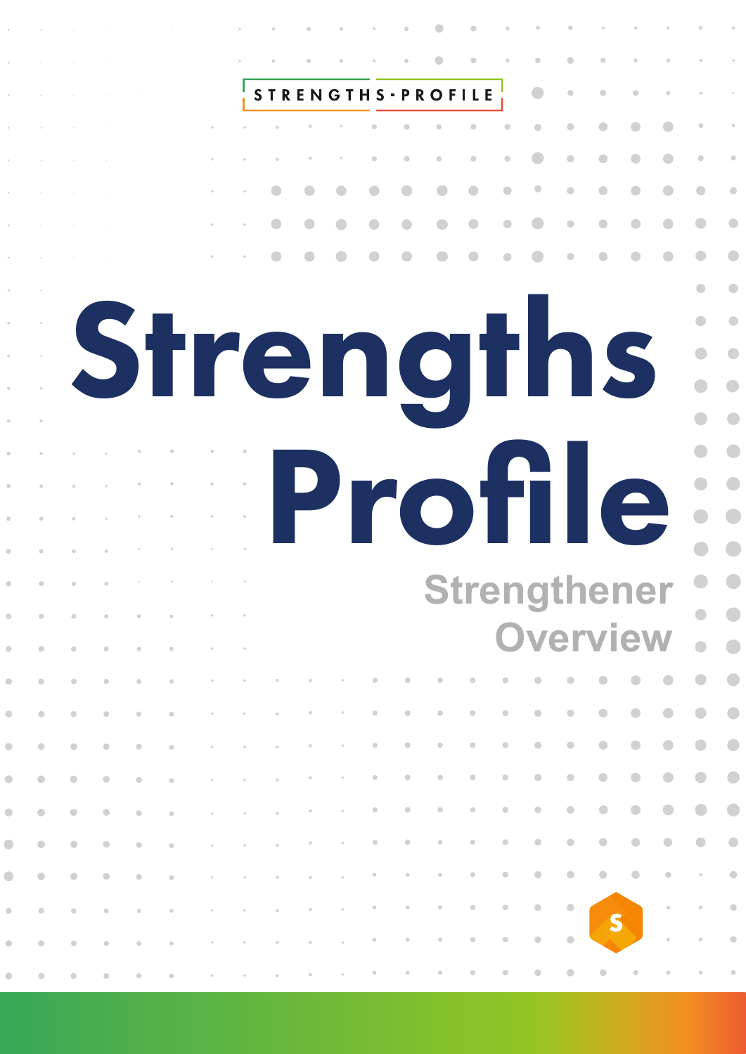STRENGTHS·PROFILE

# Strengths Profile

## Strengthener Overview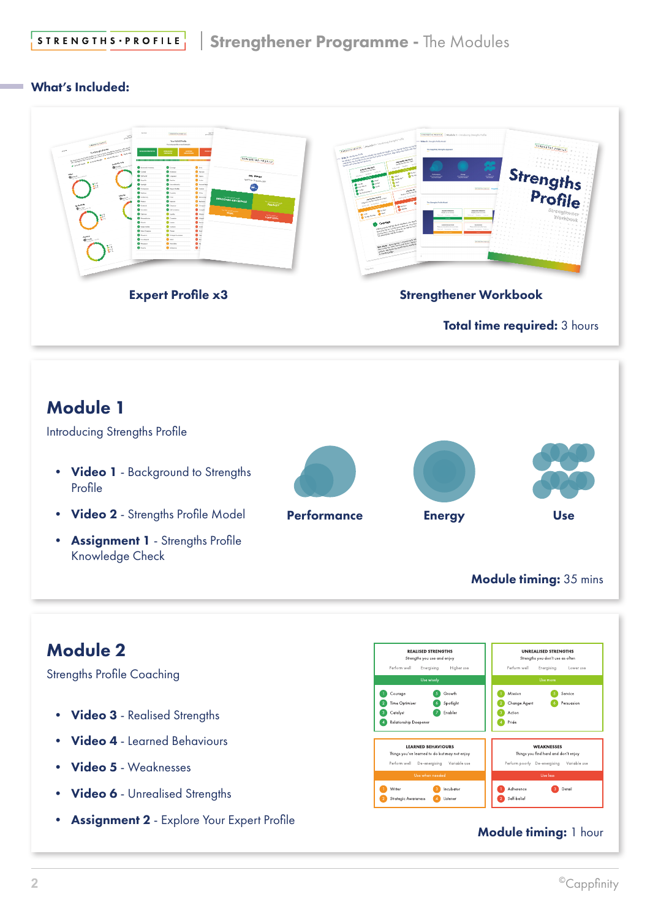# Strengthener Programme - The Modules

## What's Included:

**Expert Profile x3**

**Strengthener Workbook**

**Total time required:** 3 hours

## Module 1

Introducing Strengths Profile

- **Video 1** - Background to Strengths Profile
- **Video 2** - Strengths Profile Model
- **Assignment 1** - Strengths Profile Knowledge Check

**Performance**

**Energy**

**Use**

**Module timing:** 35 mins

## Module 2

Strengths Profile Coaching

- **Video 3** - Realised Strengths
- **Video 4** - Learned Behaviours
- **Video 5** - Weaknesses
- **Video 6** - Unrealised Strengths
- **Assignment 2** - Explore Your Expert Profile

REALISED STRENGTHS
Strengths you use and enjoy
Perform well · Energising · Higher use
Use wisely
1 Courage · 2 Time Optimiser · 3 Catalyst · 4 Relationship Deepener · 5 Growth · 6 Spotlight · 7 Enabler

UNREALISED STRENGTHS
Strengths you don't use as often
Perform well · Energising · Lower use
Use more
1 Mission · 2 Change Agent · 3 Action · 4 Pride · 5 Service · 6 Persuasion

LEARNED BEHAVIOURS
Things you've learned to do but may not enjoy
Perform well · De-energising · Variable use
Use when needed
1 Writer · 2 Strategic Awareness · 3 Incubator · 4 Listener

WEAKNESSES
Things you find hard and don't enjoy
Perform poorly · De-energising · Variable use
Use less
1 Adherence · 2 Self-belief · 3 Detail

**Module timing:** 1 hour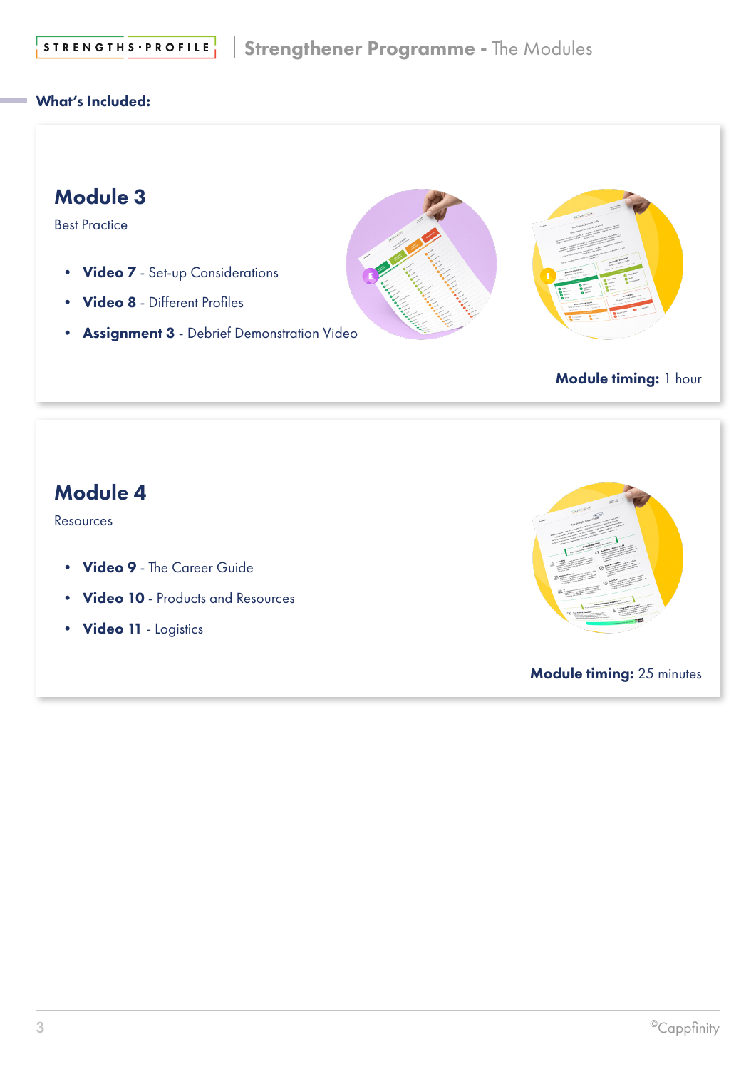**What's Included:**

## Module 3

Best Practice

- **Video 7** - Set-up Considerations
- **Video 8** - Different Profiles
- **Assignment 3** - Debrief Demonstration Video

**Module timing:** 1 hour

## Module 4

Resources

- **Video 9** - The Career Guide
- **Video 10** - Products and Resources
- **Video 11** - Logistics

**Module timing:** 25 minutes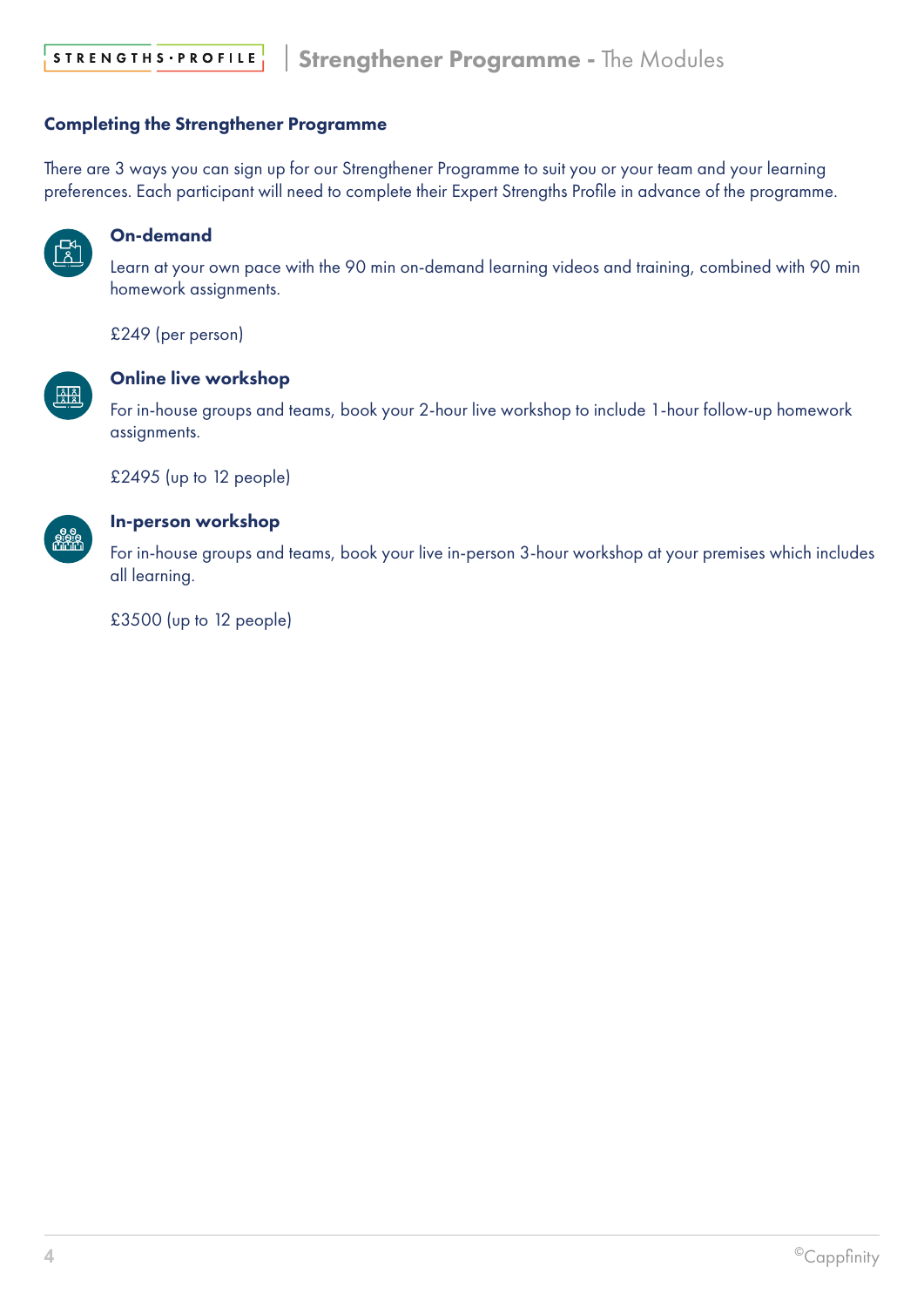## Completing the Strengthener Programme

There are 3 ways you can sign up for our Strengthener Programme to suit you or your team and your learning preferences. Each participant will need to complete their Expert Strengths Profile in advance of the programme.

### On-demand

Learn at your own pace with the 90 min on-demand learning videos and training, combined with 90 min homework assignments.

£249 (per person)

### Online live workshop

For in-house groups and teams, book your 2-hour live workshop to include 1-hour follow-up homework assignments.

£2495 (up to 12 people)

### In-person workshop

For in-house groups and teams, book your live in-person 3-hour workshop at your premises which includes all learning.

£3500 (up to 12 people)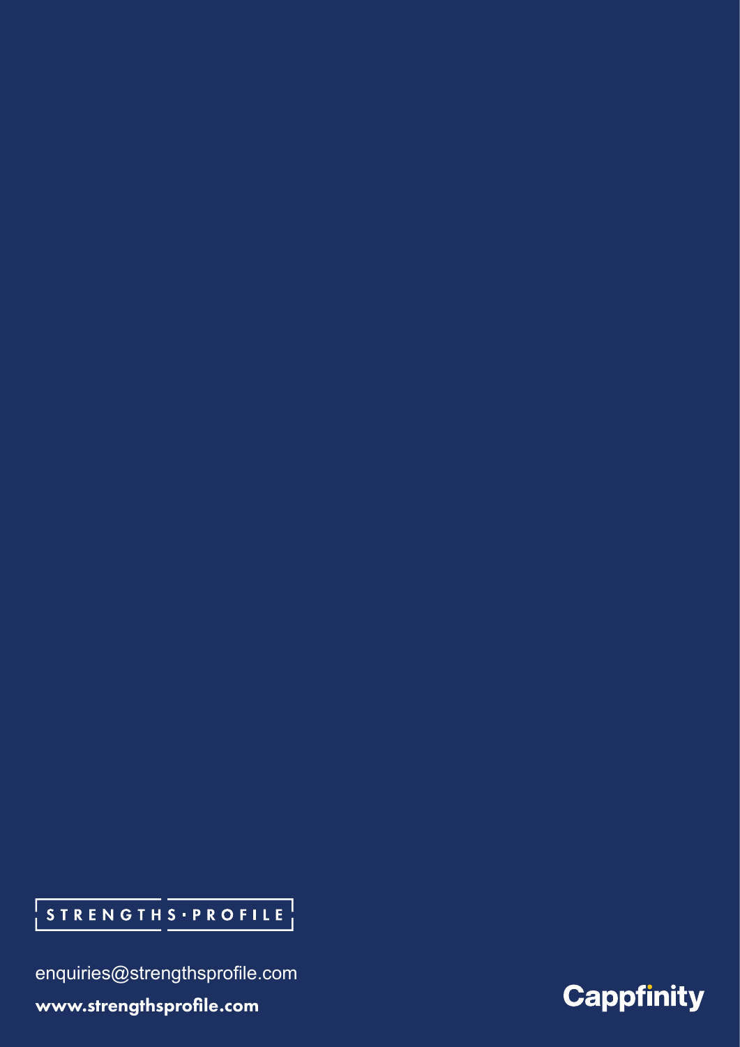STRENGTHS · PROFILE

enquiries@strengthsprofile.com

**www.strengthsprofile.com**

**Cappfinity**